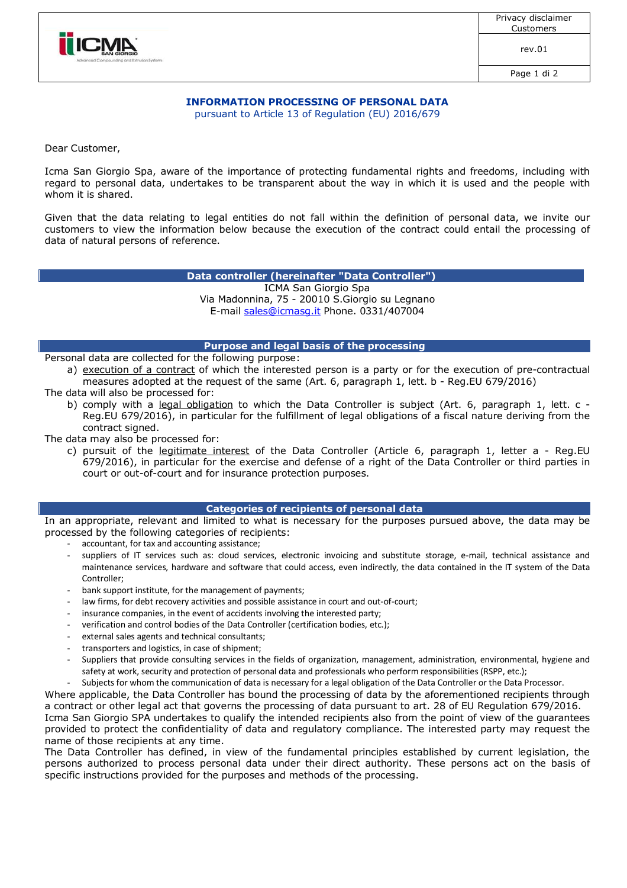# INFORMATION PROCESSING OF PERSONAL DATA

pursuant to Article 13 of Regulation (EU) 2016/679

Dear Customer,

Icma San Giorgio Spa, aware of the importance of protecting fundamental rights and freedoms, including with regard to personal data, undertakes to be transparent about the way in which it is used and the people with whom it is shared.

Given that the data relating to legal entities do not fall within the definition of personal data, we invite our customers to view the information below because the execution of the contract could entail the processing of data of natural persons of reference.

## Data controller (hereinafter "Data Controller")

ICMA San Giorgio Spa
Via Madonnina, 75 - 20010 S.Giorgio su Legnano
E-mail sales@icmasg.it Phone. 0331/407004

## Purpose and legal basis of the processing

Personal data are collected for the following purpose:

a) execution of a contract of which the interested person is a party or for the execution of pre-contractual measures adopted at the request of the same (Art. 6, paragraph 1, lett. b - Reg.EU 679/2016)

The data will also be processed for:

b) comply with a legal obligation to which the Data Controller is subject (Art. 6, paragraph 1, lett. c - Reg.EU 679/2016), in particular for the fulfillment of legal obligations of a fiscal nature deriving from the contract signed.

The data may also be processed for:

c) pursuit of the legitimate interest of the Data Controller (Article 6, paragraph 1, letter a - Reg.EU 679/2016), in particular for the exercise and defense of a right of the Data Controller or third parties in court or out-of-court and for insurance protection purposes.

## Categories of recipients of personal data

In an appropriate, relevant and limited to what is necessary for the purposes pursued above, the data may be processed by the following categories of recipients:

- accountant, for tax and accounting assistance;
- suppliers of IT services such as: cloud services, electronic invoicing and substitute storage, e-mail, technical assistance and maintenance services, hardware and software that could access, even indirectly, the data contained in the IT system of the Data Controller;
- bank support institute, for the management of payments;
- law firms, for debt recovery activities and possible assistance in court and out-of-court;
- insurance companies, in the event of accidents involving the interested party;
- verification and control bodies of the Data Controller (certification bodies, etc.);
- external sales agents and technical consultants;
- transporters and logistics, in case of shipment;
- Suppliers that provide consulting services in the fields of organization, management, administration, environmental, hygiene and safety at work, security and protection of personal data and professionals who perform responsibilities (RSPP, etc.);
- Subjects for whom the communication of data is necessary for a legal obligation of the Data Controller or the Data Processor.

Where applicable, the Data Controller has bound the processing of data by the aforementioned recipients through a contract or other legal act that governs the processing of data pursuant to art. 28 of EU Regulation 679/2016.
Icma San Giorgio SPA undertakes to qualify the intended recipients also from the point of view of the guarantees provided to protect the confidentiality of data and regulatory compliance. The interested party may request the name of those recipients at any time.
The Data Controller has defined, in view of the fundamental principles established by current legislation, the persons authorized to process personal data under their direct authority. These persons act on the basis of specific instructions provided for the purposes and methods of the processing.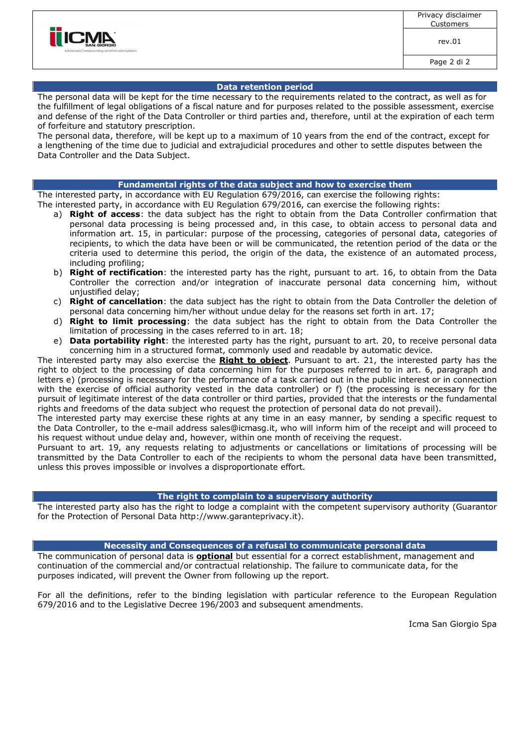## Data retention period

The personal data will be kept for the time necessary to the requirements related to the contract, as well as for the fulfillment of legal obligations of a fiscal nature and for purposes related to the possible assessment, exercise and defense of the right of the Data Controller or third parties and, therefore, until at the expiration of each term of forfeiture and statutory prescription.

The personal data, therefore, will be kept up to a maximum of 10 years from the end of the contract, except for a lengthening of the time due to judicial and extrajudicial procedures and other to settle disputes between the Data Controller and the Data Subject.

## Fundamental rights of the data subject and how to exercise them

The interested party, in accordance with EU Regulation 679/2016, can exercise the following rights:
The interested party, in accordance with EU Regulation 679/2016, can exercise the following rights:

a) **Right of access**: the data subject has the right to obtain from the Data Controller confirmation that personal data processing is being processed and, in this case, to obtain access to personal data and information art. 15, in particular: purpose of the processing, categories of personal data, categories of recipients, to which the data have been or will be communicated, the retention period of the data or the criteria used to determine this period, the origin of the data, the existence of an automated process, including profiling;
b) **Right of rectification**: the interested party has the right, pursuant to art. 16, to obtain from the Data Controller the correction and/or integration of inaccurate personal data concerning him, without unjustified delay;
c) **Right of cancellation**: the data subject has the right to obtain from the Data Controller the deletion of personal data concerning him/her without undue delay for the reasons set forth in art. 17;
d) **Right to limit processing**: the data subject has the right to obtain from the Data Controller the limitation of processing in the cases referred to in art. 18;
e) **Data portability right**: the interested party has the right, pursuant to art. 20, to receive personal data concerning him in a structured format, commonly used and readable by automatic device.

The interested party may also exercise the **Right to object**. Pursuant to art. 21, the interested party has the right to object to the processing of data concerning him for the purposes referred to in art. 6, paragraph and letters e) (processing is necessary for the performance of a task carried out in the public interest or in connection with the exercise of official authority vested in the data controller) or f) (the processing is necessary for the pursuit of legitimate interest of the data controller or third parties, provided that the interests or the fundamental rights and freedoms of the data subject who request the protection of personal data do not prevail).

The interested party may exercise these rights at any time in an easy manner, by sending a specific request to the Data Controller, to the e-mail address sales@icmasg.it, who will inform him of the receipt and will proceed to his request without undue delay and, however, within one month of receiving the request.

Pursuant to art. 19, any requests relating to adjustments or cancellations or limitations of processing will be transmitted by the Data Controller to each of the recipients to whom the personal data have been transmitted, unless this proves impossible or involves a disproportionate effort.

## The right to complain to a supervisory authority

The interested party also has the right to lodge a complaint with the competent supervisory authority (Guarantor for the Protection of Personal Data http://www.garanteprivacy.it).

## Necessity and Consequences of a refusal to communicate personal data

The communication of personal data is **optional** but essential for a correct establishment, management and continuation of the commercial and/or contractual relationship. The failure to communicate data, for the purposes indicated, will prevent the Owner from following up the report.

For all the definitions, refer to the binding legislation with particular reference to the European Regulation 679/2016 and to the Legislative Decree 196/2003 and subsequent amendments.

Icma San Giorgio Spa